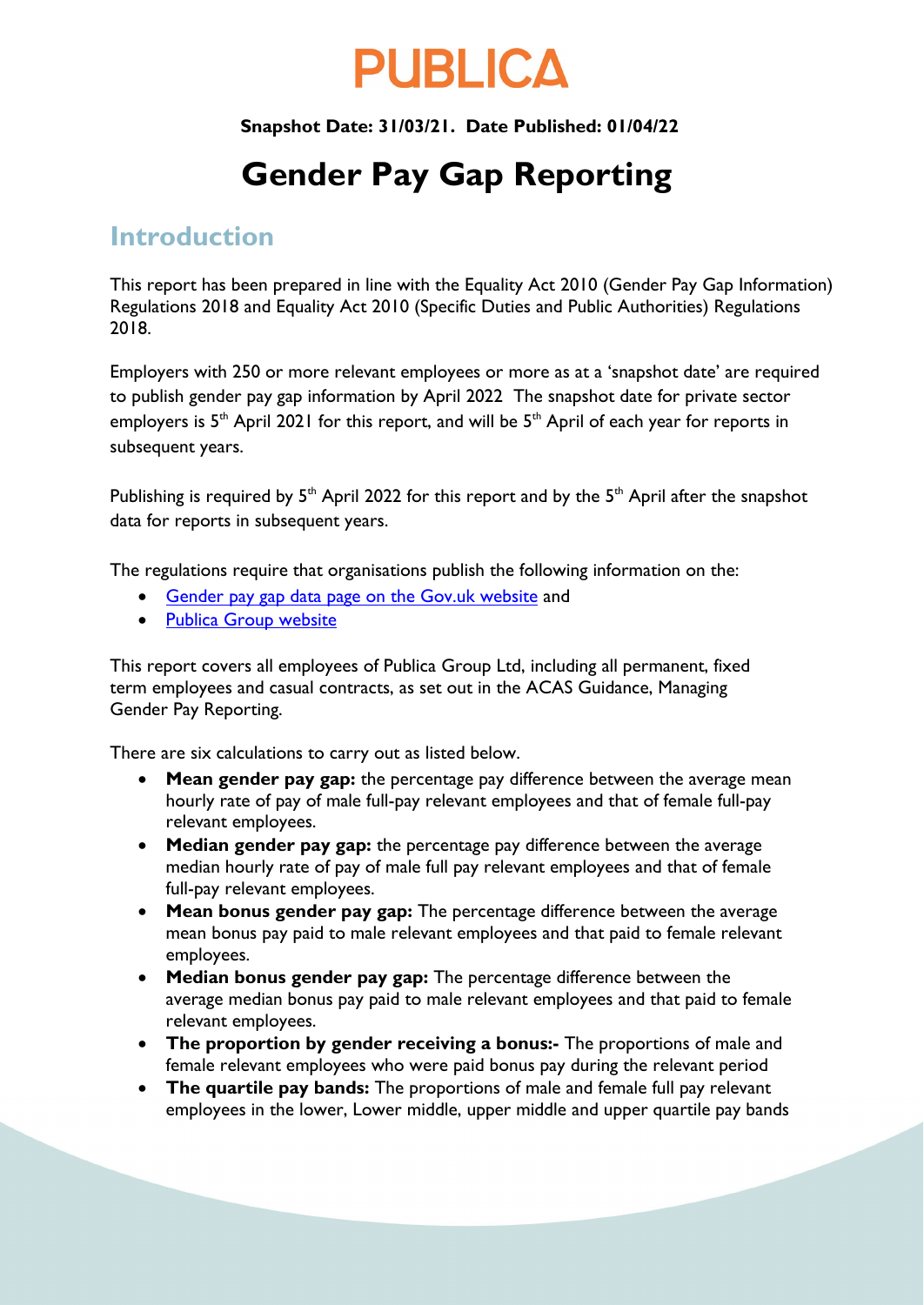# PUBLICA

**Snapshot Date: 31/03/21. Date Published: 01/04/22**

# Gender Pay Gap Reporting

## Introduction

This report has been prepared in line with the Equality Act 2010 (Gender Pay Gap Information) Regulations 2018 and Equality Act 2010 (Specific Duties and Public Authorities) Regulations 2018.

Employers with 250 or more relevant employees or more as at a 'snapshot date' are required to publish gender pay gap information by April 2022 The snapshot date for private sector employers is 5th April 2021 for this report, and will be 5th April of each year for reports in subsequent years.

Publishing is required by 5th April 2022 for this report and by the 5th April after the snapshot data for reports in subsequent years.

The regulations require that organisations publish the following information on the:

- [Gender pay gap data page on the Gov.uk website](#) and
- [Publica Group website](#)

This report covers all employees of Publica Group Ltd, including all permanent, fixed term employees and casual contracts, as set out in the ACAS Guidance, Managing Gender Pay Reporting.

There are six calculations to carry out as listed below.

- **Mean gender pay gap:** the percentage pay difference between the average mean hourly rate of pay of male full-pay relevant employees and that of female full-pay relevant employees.
- **Median gender pay gap:** the percentage pay difference between the average median hourly rate of pay of male full pay relevant employees and that of female full-pay relevant employees.
- **Mean bonus gender pay gap:** The percentage difference between the average mean bonus pay paid to male relevant employees and that paid to female relevant employees.
- **Median bonus gender pay gap:** The percentage difference between the average median bonus pay paid to male relevant employees and that paid to female relevant employees.
- **The proportion by gender receiving a bonus:-** The proportions of male and female relevant employees who were paid bonus pay during the relevant period
- **The quartile pay bands:** The proportions of male and female full pay relevant employees in the lower, Lower middle, upper middle and upper quartile pay bands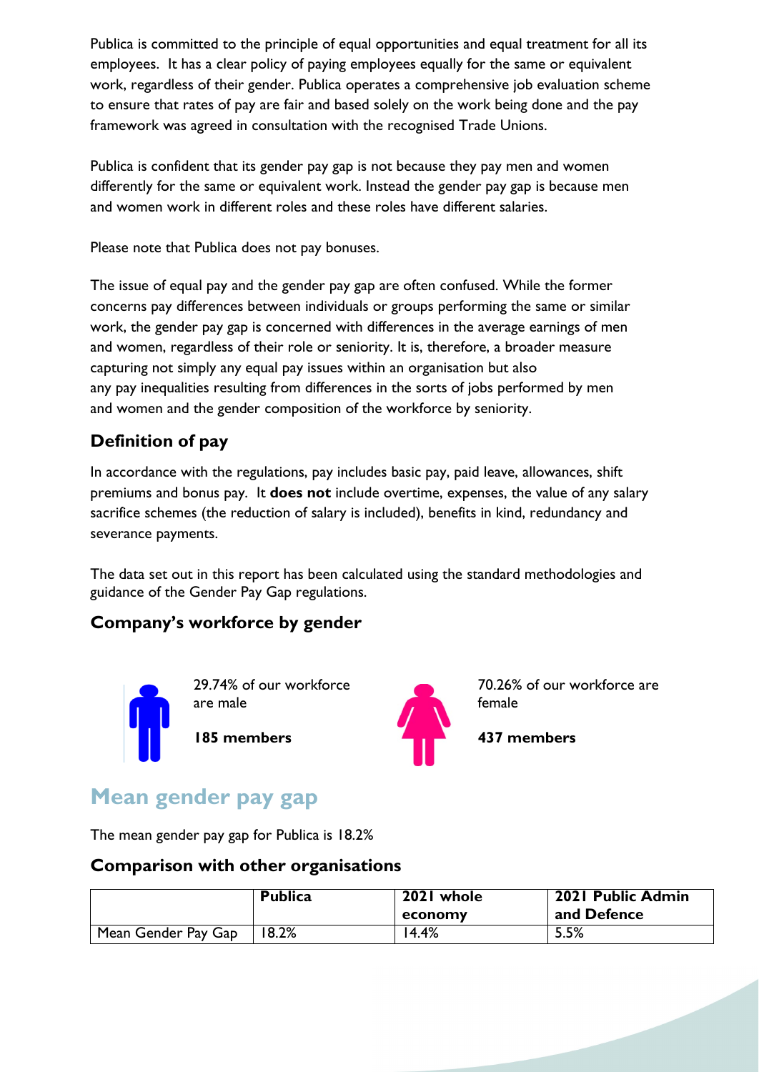Publica is committed to the principle of equal opportunities and equal treatment for all its employees. It has a clear policy of paying employees equally for the same or equivalent work, regardless of their gender. Publica operates a comprehensive job evaluation scheme to ensure that rates of pay are fair and based solely on the work being done and the pay framework was agreed in consultation with the recognised Trade Unions.

Publica is confident that its gender pay gap is not because they pay men and women differently for the same or equivalent work. Instead the gender pay gap is because men and women work in different roles and these roles have different salaries.

Please note that Publica does not pay bonuses.

The issue of equal pay and the gender pay gap are often confused. While the former concerns pay differences between individuals or groups performing the same or similar work, the gender pay gap is concerned with differences in the average earnings of men and women, regardless of their role or seniority. It is, therefore, a broader measure capturing not simply any equal pay issues within an organisation but also any pay inequalities resulting from differences in the sorts of jobs performed by men and women and the gender composition of the workforce by seniority.

### Definition of pay

In accordance with the regulations, pay includes basic pay, paid leave, allowances, shift premiums and bonus pay. It **does not** include overtime, expenses, the value of any salary sacrifice schemes (the reduction of salary is included), benefits in kind, redundancy and severance payments.

The data set out in this report has been calculated using the standard methodologies and guidance of the Gender Pay Gap regulations.

### Company's workforce by gender

29.74% of our workforce are male

**185 members**

70.26% of our workforce are female

**437 members**

## Mean gender pay gap

The mean gender pay gap for Publica is 18.2%

### Comparison with other organisations

| | Publica | 2021 whole economy | 2021 Public Admin and Defence |
|---|---|---|---|
| Mean Gender Pay Gap | 18.2% | 14.4% | 5.5% |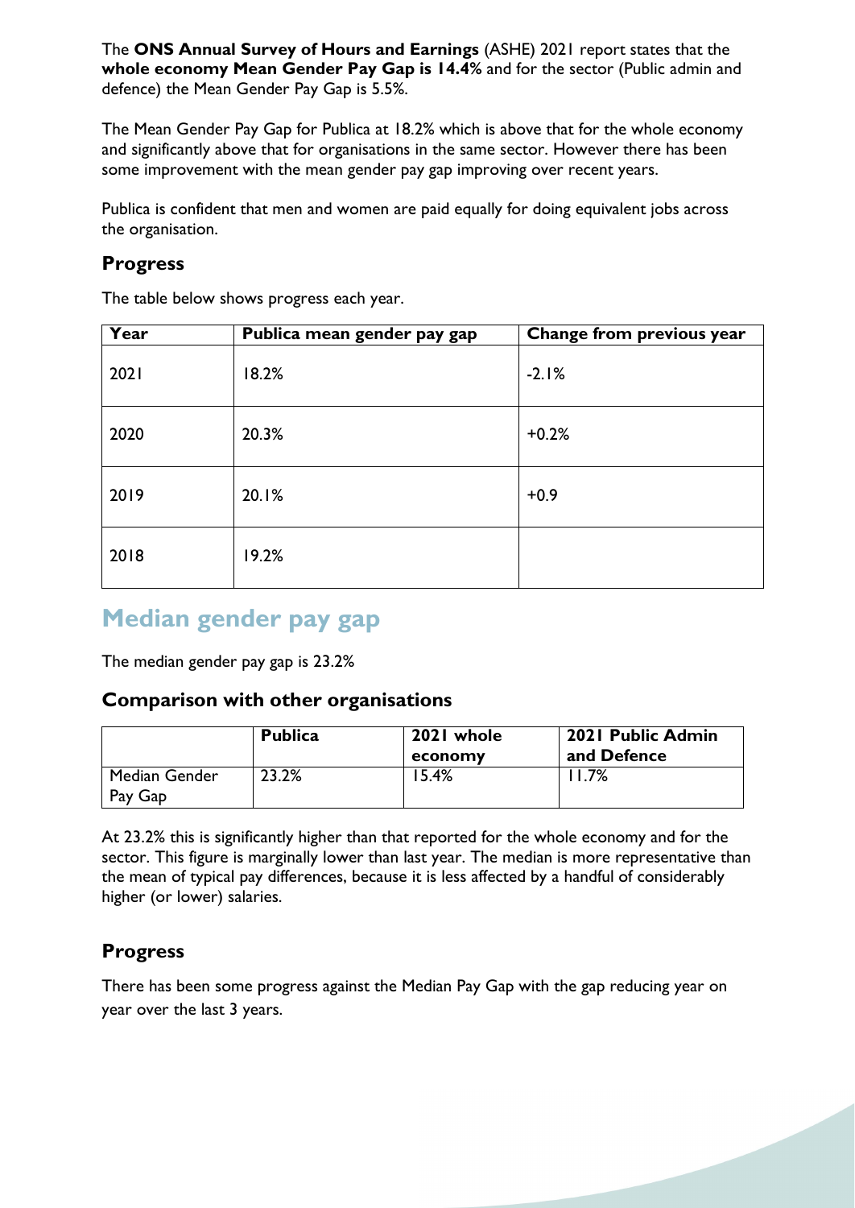The **ONS Annual Survey of Hours and Earnings** (ASHE) 2021 report states that the **whole economy Mean Gender Pay Gap is 14.4%** and for the sector (Public admin and defence) the Mean Gender Pay Gap is 5.5%.

The Mean Gender Pay Gap for Publica at 18.2% which is above that for the whole economy and significantly above that for organisations in the same sector. However there has been some improvement with the mean gender pay gap improving over recent years.

Publica is confident that men and women are paid equally for doing equivalent jobs across the organisation.

### Progress

The table below shows progress each year.

| Year | Publica mean gender pay gap | Change from previous year |
|---|---|---|
| 2021 | 18.2% | -2.1% |
| 2020 | 20.3% | +0.2% |
| 2019 | 20.1% | +0.9 |
| 2018 | 19.2% | |

## Median gender pay gap

The median gender pay gap is 23.2%

### Comparison with other organisations

| | Publica | 2021 whole economy | 2021 Public Admin and Defence |
|---|---|---|---|
| Median Gender Pay Gap | 23.2% | 15.4% | 11.7% |

At 23.2% this is significantly higher than that reported for the whole economy and for the sector. This figure is marginally lower than last year. The median is more representative than the mean of typical pay differences, because it is less affected by a handful of considerably higher (or lower) salaries.

### Progress

There has been some progress against the Median Pay Gap with the gap reducing year on year over the last 3 years.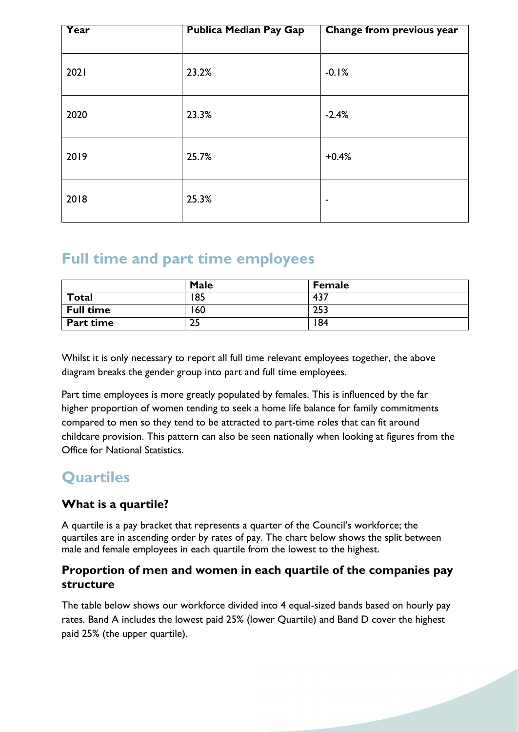| Year | Publica Median Pay Gap | Change from previous year |
| --- | --- | --- |
| 2021 | 23.2% | -0.1% |
| 2020 | 23.3% | -2.4% |
| 2019 | 25.7% | +0.4% |
| 2018 | 25.3% | - |

## Full time and part time employees

| | Male | Female |
| --- | --- | --- |
| **Total** | 185 | 437 |
| **Full time** | 160 | 253 |
| **Part time** | 25 | 184 |

Whilst it is only necessary to report all full time relevant employees together, the above diagram breaks the gender group into part and full time employees.

Part time employees is more greatly populated by females. This is influenced by the far higher proportion of women tending to seek a home life balance for family commitments compared to men so they tend to be attracted to part-time roles that can fit around childcare provision. This pattern can also be seen nationally when looking at figures from the Office for National Statistics.

## Quartiles

### What is a quartile?

A quartile is a pay bracket that represents a quarter of the Council's workforce; the quartiles are in ascending order by rates of pay. The chart below shows the split between male and female employees in each quartile from the lowest to the highest.

### Proportion of men and women in each quartile of the companies pay structure

The table below shows our workforce divided into 4 equal-sized bands based on hourly pay rates. Band A includes the lowest paid 25% (lower Quartile) and Band D cover the highest paid 25% (the upper quartile).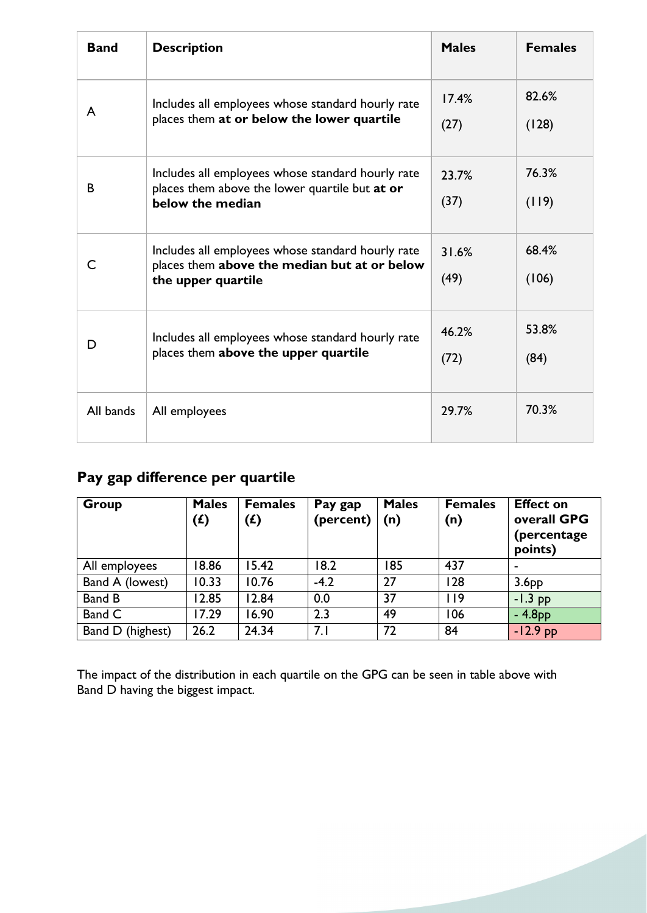| **Band** | **Description** | **Males** | **Females** |
|---|---|---|---|
| A | Includes all employees whose standard hourly rate places them **at or below the lower quartile** | 17.4% (27) | 82.6% (128) |
| B | Includes all employees whose standard hourly rate places them above the lower quartile but **at or below the median** | 23.7% (37) | 76.3% (119) |
| C | Includes all employees whose standard hourly rate places them **above the median but at or below the upper quartile** | 31.6% (49) | 68.4% (106) |
| D | Includes all employees whose standard hourly rate places them **above the upper quartile** | 46.2% (72) | 53.8% (84) |
| All bands | All employees | 29.7% | 70.3% |

## Pay gap difference per quartile

| **Group** | **Males (£)** | **Females (£)** | **Pay gap (percent)** | **Males (n)** | **Females (n)** | **Effect on overall GPG (percentage points)** |
|---|---|---|---|---|---|---|
| All employees | 18.86 | 15.42 | 18.2 | 185 | 437 | - |
| Band A (lowest) | 10.33 | 10.76 | -4.2 | 27 | 128 | 3.6pp |
| Band B | 12.85 | 12.84 | 0.0 | 37 | 119 | -1.3 pp |
| Band C | 17.29 | 16.90 | 2.3 | 49 | 106 | - 4.8pp |
| Band D (highest) | 26.2 | 24.34 | 7.1 | 72 | 84 | -12.9 pp |

The impact of the distribution in each quartile on the GPG can be seen in table above with Band D having the biggest impact.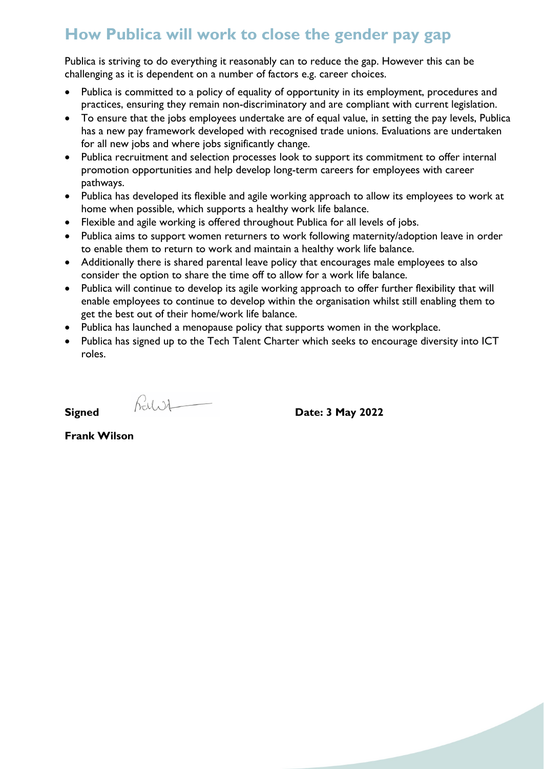## How Publica will work to close the gender pay gap

Publica is striving to do everything it reasonably can to reduce the gap. However this can be challenging as it is dependent on a number of factors e.g. career choices.

- Publica is committed to a policy of equality of opportunity in its employment, procedures and practices, ensuring they remain non-discriminatory and are compliant with current legislation.
- To ensure that the jobs employees undertake are of equal value, in setting the pay levels, Publica has a new pay framework developed with recognised trade unions. Evaluations are undertaken for all new jobs and where jobs significantly change.
- Publica recruitment and selection processes look to support its commitment to offer internal promotion opportunities and help develop long-term careers for employees with career pathways.
- Publica has developed its flexible and agile working approach to allow its employees to work at home when possible, which supports a healthy work life balance.
- Flexible and agile working is offered throughout Publica for all levels of jobs.
- Publica aims to support women returners to work following maternity/adoption leave in order to enable them to return to work and maintain a healthy work life balance.
- Additionally there is shared parental leave policy that encourages male employees to also consider the option to share the time off to allow for a work life balance.
- Publica will continue to develop its agile working approach to offer further flexibility that will enable employees to continue to develop within the organisation whilst still enabling them to get the best out of their home/work life balance.
- Publica has launched a menopause policy that supports women in the workplace.
- Publica has signed up to the Tech Talent Charter which seeks to encourage diversity into ICT roles.

**Signed** **Date: 3 May 2022**

**Frank Wilson**